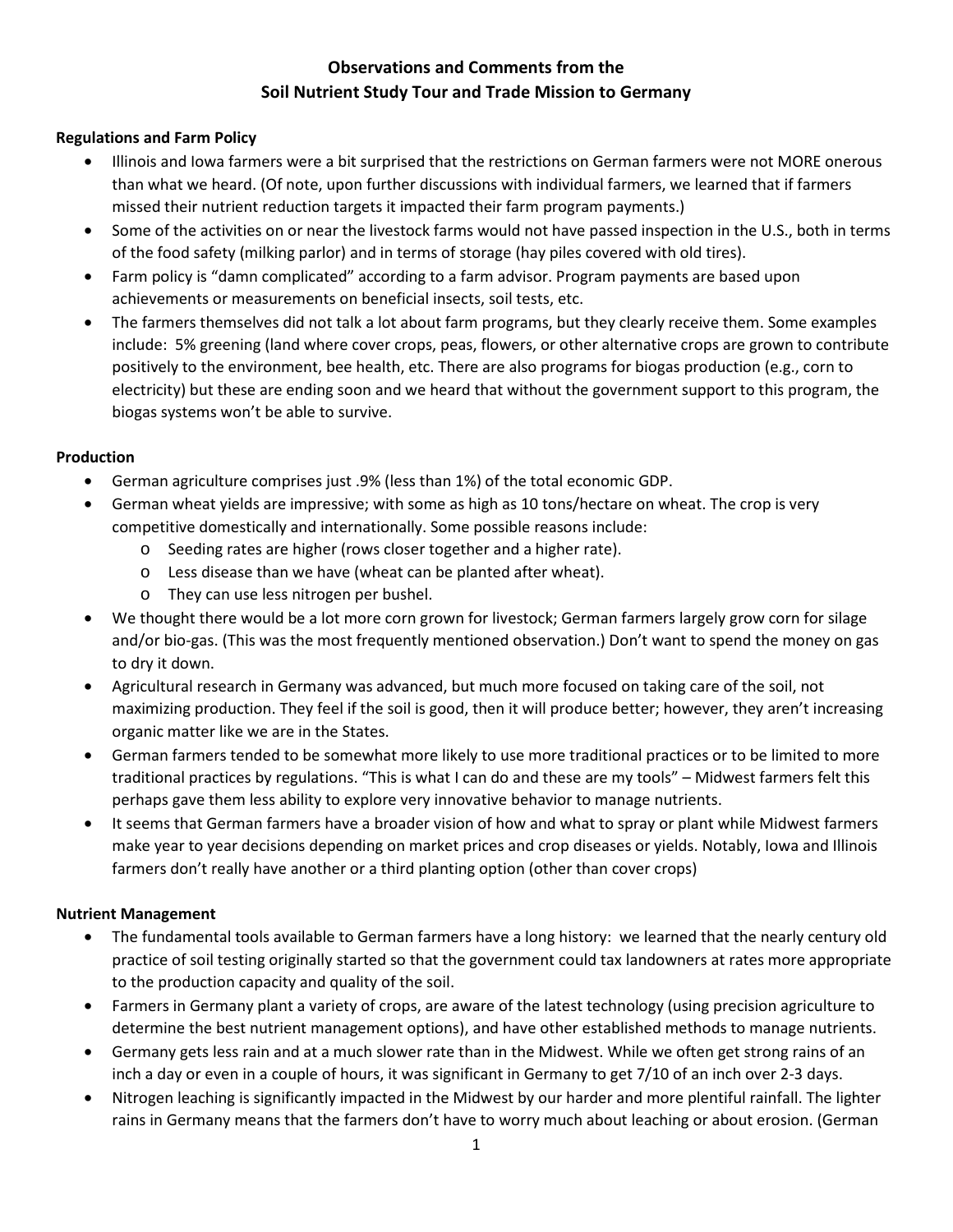# Observations and Comments from the Soil Nutrient Study Tour and Trade Mission to Germany

## Regulations and Farm Policy

- Illinois and Iowa farmers were a bit surprised that the restrictions on German farmers were not MORE onerous than what we heard. (Of note, upon further discussions with individual farmers, we learned that if farmers missed their nutrient reduction targets it impacted their farm program payments.)
- Some of the activities on or near the livestock farms would not have passed inspection in the U.S., both in terms of the food safety (milking parlor) and in terms of storage (hay piles covered with old tires).
- Farm policy is "damn complicated" according to a farm advisor. Program payments are based upon achievements or measurements on beneficial insects, soil tests, etc.
- The farmers themselves did not talk a lot about farm programs, but they clearly receive them. Some examples include: 5% greening (land where cover crops, peas, flowers, or other alternative crops are grown to contribute positively to the environment, bee health, etc. There are also programs for biogas production (e.g., corn to electricity) but these are ending soon and we heard that without the government support to this program, the biogas systems won't be able to survive.

## Production

- German agriculture comprises just .9% (less than 1%) of the total economic GDP.
- German wheat yields are impressive; with some as high as 10 tons/hectare on wheat. The crop is very competitive domestically and internationally. Some possible reasons include:
  - Seeding rates are higher (rows closer together and a higher rate).
  - Less disease than we have (wheat can be planted after wheat).
  - They can use less nitrogen per bushel.
- We thought there would be a lot more corn grown for livestock; German farmers largely grow corn for silage and/or bio-gas. (This was the most frequently mentioned observation.) Don't want to spend the money on gas to dry it down.
- Agricultural research in Germany was advanced, but much more focused on taking care of the soil, not maximizing production. They feel if the soil is good, then it will produce better; however, they aren't increasing organic matter like we are in the States.
- German farmers tended to be somewhat more likely to use more traditional practices or to be limited to more traditional practices by regulations. "This is what I can do and these are my tools" – Midwest farmers felt this perhaps gave them less ability to explore very innovative behavior to manage nutrients.
- It seems that German farmers have a broader vision of how and what to spray or plant while Midwest farmers make year to year decisions depending on market prices and crop diseases or yields. Notably, Iowa and Illinois farmers don't really have another or a third planting option (other than cover crops)

## Nutrient Management

- The fundamental tools available to German farmers have a long history: we learned that the nearly century old practice of soil testing originally started so that the government could tax landowners at rates more appropriate to the production capacity and quality of the soil.
- Farmers in Germany plant a variety of crops, are aware of the latest technology (using precision agriculture to determine the best nutrient management options), and have other established methods to manage nutrients.
- Germany gets less rain and at a much slower rate than in the Midwest. While we often get strong rains of an inch a day or even in a couple of hours, it was significant in Germany to get 7/10 of an inch over 2-3 days.
- Nitrogen leaching is significantly impacted in the Midwest by our harder and more plentiful rainfall. The lighter rains in Germany means that the farmers don't have to worry much about leaching or about erosion. (German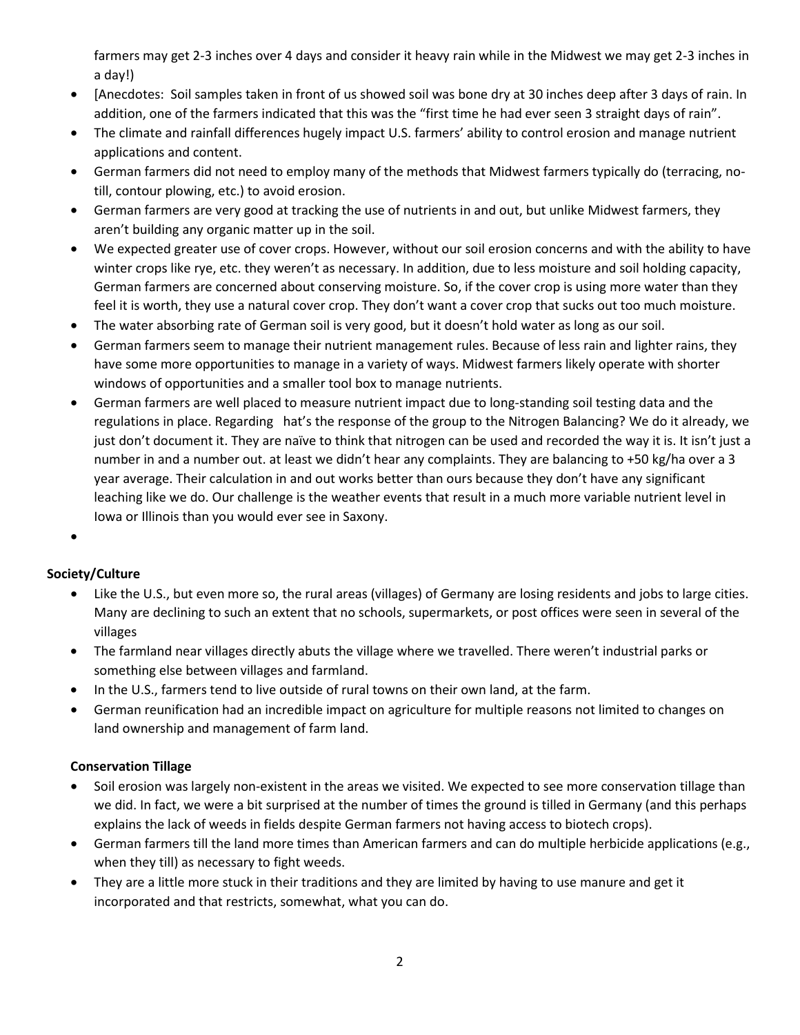farmers may get 2-3 inches over 4 days and consider it heavy rain while in the Midwest we may get 2-3 inches in a day!)

- [Anecdotes: Soil samples taken in front of us showed soil was bone dry at 30 inches deep after 3 days of rain. In addition, one of the farmers indicated that this was the "first time he had ever seen 3 straight days of rain".
- The climate and rainfall differences hugely impact U.S. farmers' ability to control erosion and manage nutrient applications and content.
- German farmers did not need to employ many of the methods that Midwest farmers typically do (terracing, no-till, contour plowing, etc.) to avoid erosion.
- German farmers are very good at tracking the use of nutrients in and out, but unlike Midwest farmers, they aren't building any organic matter up in the soil.
- We expected greater use of cover crops. However, without our soil erosion concerns and with the ability to have winter crops like rye, etc. they weren't as necessary. In addition, due to less moisture and soil holding capacity, German farmers are concerned about conserving moisture. So, if the cover crop is using more water than they feel it is worth, they use a natural cover crop. They don't want a cover crop that sucks out too much moisture.
- The water absorbing rate of German soil is very good, but it doesn't hold water as long as our soil.
- German farmers seem to manage their nutrient management rules. Because of less rain and lighter rains, they have some more opportunities to manage in a variety of ways. Midwest farmers likely operate with shorter windows of opportunities and a smaller tool box to manage nutrients.
- German farmers are well placed to measure nutrient impact due to long-standing soil testing data and the regulations in place. Regarding hat's the response of the group to the Nitrogen Balancing? We do it already, we just don't document it. They are naïve to think that nitrogen can be used and recorded the way it is. It isn't just a number in and a number out. at least we didn't hear any complaints. They are balancing to +50 kg/ha over a 3 year average. Their calculation in and out works better than ours because they don't have any significant leaching like we do. Our challenge is the weather events that result in a much more variable nutrient level in Iowa or Illinois than you would ever see in Saxony.
-

**Society/Culture**

- Like the U.S., but even more so, the rural areas (villages) of Germany are losing residents and jobs to large cities. Many are declining to such an extent that no schools, supermarkets, or post offices were seen in several of the villages
- The farmland near villages directly abuts the village where we travelled. There weren't industrial parks or something else between villages and farmland.
- In the U.S., farmers tend to live outside of rural towns on their own land, at the farm.
- German reunification had an incredible impact on agriculture for multiple reasons not limited to changes on land ownership and management of farm land.

**Conservation Tillage**

- Soil erosion was largely non-existent in the areas we visited. We expected to see more conservation tillage than we did. In fact, we were a bit surprised at the number of times the ground is tilled in Germany (and this perhaps explains the lack of weeds in fields despite German farmers not having access to biotech crops).
- German farmers till the land more times than American farmers and can do multiple herbicide applications (e.g., when they till) as necessary to fight weeds.
- They are a little more stuck in their traditions and they are limited by having to use manure and get it incorporated and that restricts, somewhat, what you can do.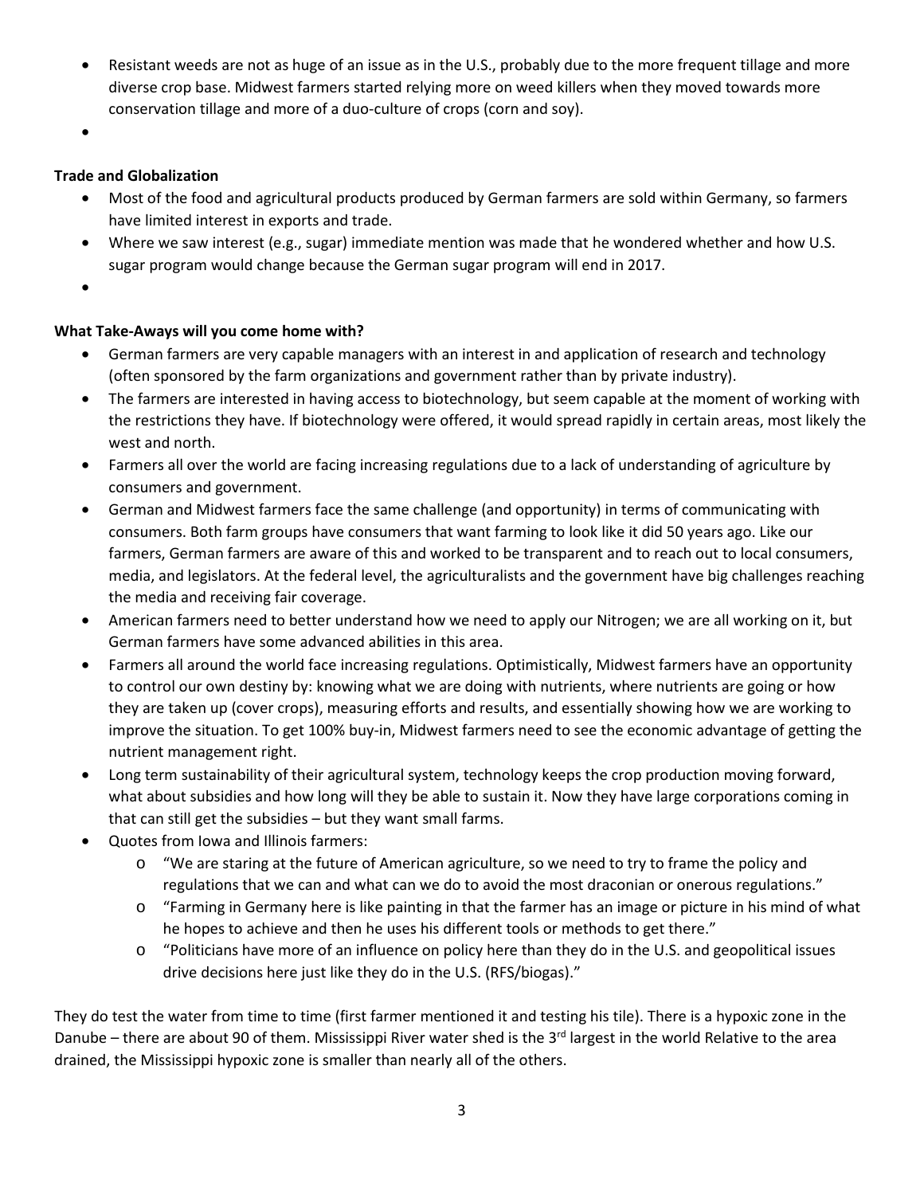- Resistant weeds are not as huge of an issue as in the U.S., probably due to the more frequent tillage and more diverse crop base. Midwest farmers started relying more on weed killers when they moved towards more conservation tillage and more of a duo-culture of crops (corn and soy).
-

**Trade and Globalization**

- Most of the food and agricultural products produced by German farmers are sold within Germany, so farmers have limited interest in exports and trade.
- Where we saw interest (e.g., sugar) immediate mention was made that he wondered whether and how U.S. sugar program would change because the German sugar program will end in 2017.
-

**What Take-Aways will you come home with?**

- German farmers are very capable managers with an interest in and application of research and technology (often sponsored by the farm organizations and government rather than by private industry).
- The farmers are interested in having access to biotechnology, but seem capable at the moment of working with the restrictions they have. If biotechnology were offered, it would spread rapidly in certain areas, most likely the west and north.
- Farmers all over the world are facing increasing regulations due to a lack of understanding of agriculture by consumers and government.
- German and Midwest farmers face the same challenge (and opportunity) in terms of communicating with consumers. Both farm groups have consumers that want farming to look like it did 50 years ago. Like our farmers, German farmers are aware of this and worked to be transparent and to reach out to local consumers, media, and legislators. At the federal level, the agriculturalists and the government have big challenges reaching the media and receiving fair coverage.
- American farmers need to better understand how we need to apply our Nitrogen; we are all working on it, but German farmers have some advanced abilities in this area.
- Farmers all around the world face increasing regulations. Optimistically, Midwest farmers have an opportunity to control our own destiny by: knowing what we are doing with nutrients, where nutrients are going or how they are taken up (cover crops), measuring efforts and results, and essentially showing how we are working to improve the situation. To get 100% buy-in, Midwest farmers need to see the economic advantage of getting the nutrient management right.
- Long term sustainability of their agricultural system, technology keeps the crop production moving forward, what about subsidies and how long will they be able to sustain it. Now they have large corporations coming in that can still get the subsidies – but they want small farms.
- Quotes from Iowa and Illinois farmers:
  - "We are staring at the future of American agriculture, so we need to try to frame the policy and regulations that we can and what can we do to avoid the most draconian or onerous regulations."
  - "Farming in Germany here is like painting in that the farmer has an image or picture in his mind of what he hopes to achieve and then he uses his different tools or methods to get there."
  - "Politicians have more of an influence on policy here than they do in the U.S. and geopolitical issues drive decisions here just like they do in the U.S. (RFS/biogas)."

They do test the water from time to time (first farmer mentioned it and testing his tile). There is a hypoxic zone in the Danube – there are about 90 of them. Mississippi River water shed is the 3rd largest in the world Relative to the area drained, the Mississippi hypoxic zone is smaller than nearly all of the others.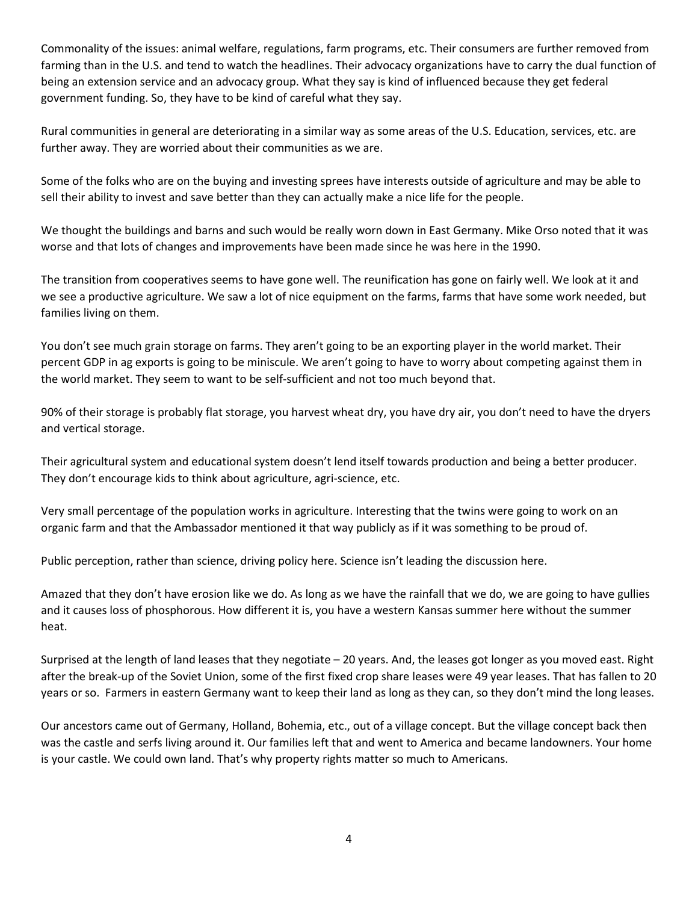Commonality of the issues: animal welfare, regulations, farm programs, etc. Their consumers are further removed from farming than in the U.S. and tend to watch the headlines. Their advocacy organizations have to carry the dual function of being an extension service and an advocacy group. What they say is kind of influenced because they get federal government funding. So, they have to be kind of careful what they say.

Rural communities in general are deteriorating in a similar way as some areas of the U.S. Education, services, etc. are further away. They are worried about their communities as we are.

Some of the folks who are on the buying and investing sprees have interests outside of agriculture and may be able to sell their ability to invest and save better than they can actually make a nice life for the people.

We thought the buildings and barns and such would be really worn down in East Germany. Mike Orso noted that it was worse and that lots of changes and improvements have been made since he was here in the 1990.

The transition from cooperatives seems to have gone well. The reunification has gone on fairly well. We look at it and we see a productive agriculture. We saw a lot of nice equipment on the farms, farms that have some work needed, but families living on them.

You don't see much grain storage on farms. They aren't going to be an exporting player in the world market. Their percent GDP in ag exports is going to be miniscule. We aren't going to have to worry about competing against them in the world market. They seem to want to be self-sufficient and not too much beyond that.

90% of their storage is probably flat storage, you harvest wheat dry, you have dry air, you don't need to have the dryers and vertical storage.

Their agricultural system and educational system doesn't lend itself towards production and being a better producer. They don't encourage kids to think about agriculture, agri-science, etc.

Very small percentage of the population works in agriculture. Interesting that the twins were going to work on an organic farm and that the Ambassador mentioned it that way publicly as if it was something to be proud of.

Public perception, rather than science, driving policy here. Science isn't leading the discussion here.

Amazed that they don't have erosion like we do. As long as we have the rainfall that we do, we are going to have gullies and it causes loss of phosphorous. How different it is, you have a western Kansas summer here without the summer heat.

Surprised at the length of land leases that they negotiate – 20 years. And, the leases got longer as you moved east. Right after the break-up of the Soviet Union, some of the first fixed crop share leases were 49 year leases. That has fallen to 20 years or so. Farmers in eastern Germany want to keep their land as long as they can, so they don't mind the long leases.

Our ancestors came out of Germany, Holland, Bohemia, etc., out of a village concept. But the village concept back then was the castle and serfs living around it. Our families left that and went to America and became landowners. Your home is your castle. We could own land. That's why property rights matter so much to Americans.